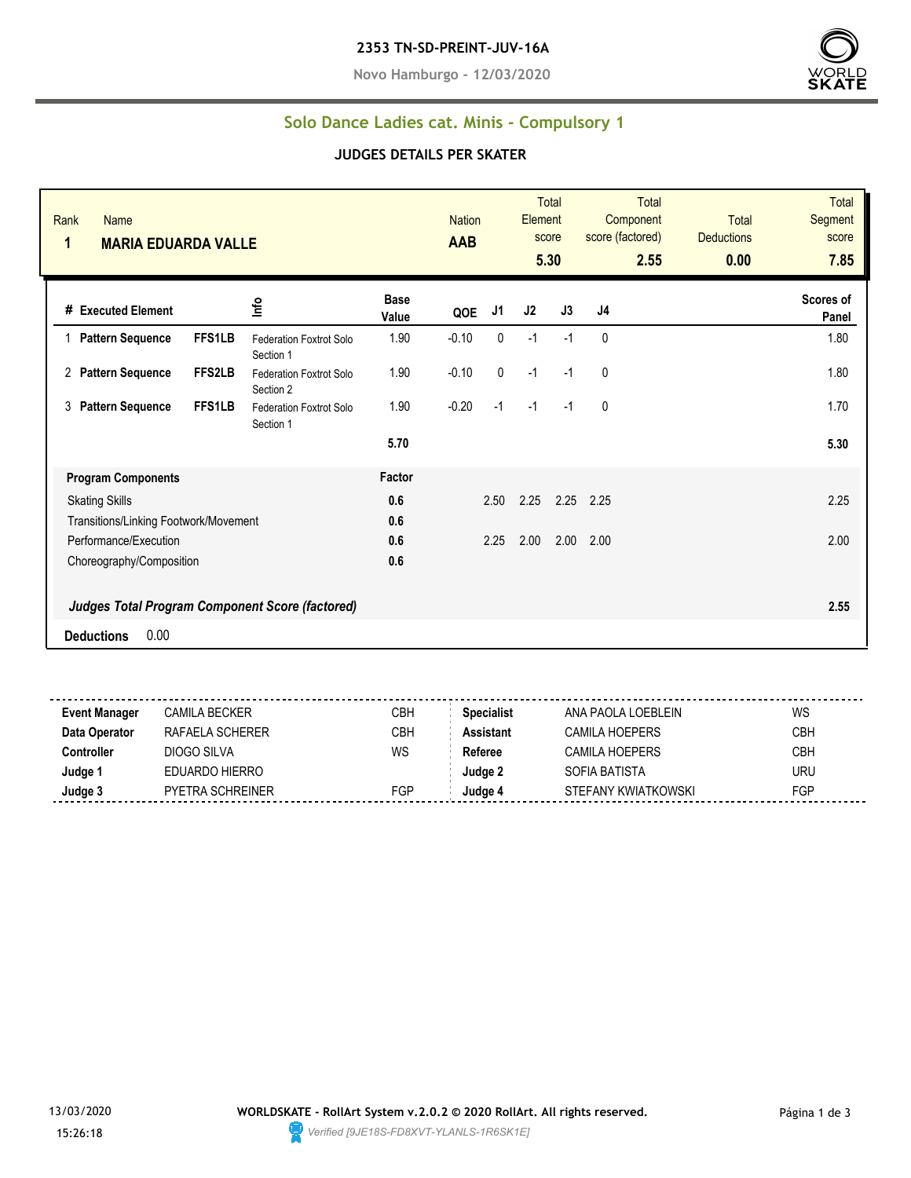# 2353 TN-SD-PREINT-JUV-16A

**Novo Hamburgo - 12/03/2020**

## Solo Dance Ladies cat. Minis - Compulsory 1

### JUDGES DETAILS PER SKATER

| Rank | Name | Nation | Total Element score | Total Component score (factored) | Total Deductions | Total Segment score |
|---|---|---|---|---|---|---|
| 1 | MARIA EDUARDA VALLE | AAB | 5.30 | 2.55 | 0.00 | 7.85 |

| # | Executed Element | | Info | Base Value | QOE | J1 | J2 | J3 | J4 | Scores of Panel |
|---|---|---|---|---|---|---|---|---|---|---|
| 1 | Pattern Sequence | FFS1LB | Federation Foxtrot Solo Section 1 | 1.90 | -0.10 | 0 | -1 | -1 | 0 | 1.80 |
| 2 | Pattern Sequence | FFS2LB | Federation Foxtrot Solo Section 2 | 1.90 | -0.10 | 0 | -1 | -1 | 0 | 1.80 |
| 3 | Pattern Sequence | FFS1LB | Federation Foxtrot Solo Section 1 | 1.90 | -0.20 | -1 | -1 | -1 | 0 | 1.70 |
| | | | | 5.70 | | | | | | 5.30 |

| Program Components | Factor | J1 | J2 | J3 | J4 | |
|---|---|---|---|---|---|---|
| Skating Skills | 0.6 | 2.50 | 2.25 | 2.25 | 2.25 | 2.25 |
| Transitions/Linking Footwork/Movement | 0.6 | | | | | |
| Performance/Execution | 0.6 | 2.25 | 2.00 | 2.00 | 2.00 | 2.00 |
| Choreography/Composition | 0.6 | | | | | |

***Judges Total Program Component Score (factored)*** **2.55**

**Deductions** 0.00

| | | | | | |
|---|---|---|---|---|---|
| **Event Manager** | CAMILA BECKER | CBH | **Specialist** | ANA PAOLA LOEBLEIN | WS |
| **Data Operator** | RAFAELA SCHERER | CBH | **Assistant** | CAMILA HOEPERS | CBH |
| **Controller** | DIOGO SILVA | WS | **Referee** | CAMILA HOEPERS | CBH |
| **Judge 1** | EDUARDO HIERRO | | **Judge 2** | SOFIA BATISTA | URU |
| **Judge 3** | PYETRA SCHREINER | FGP | **Judge 4** | STEFANY KWIATKOWSKI | FGP |

13/03/2020 15:26:18

**WORLDSKATE - RollArt System v.2.0.2 © 2020 RollArt. All rights reserved.**

*Verified [9JE18S-FD8XVT-YLANLS-1R6SK1E]*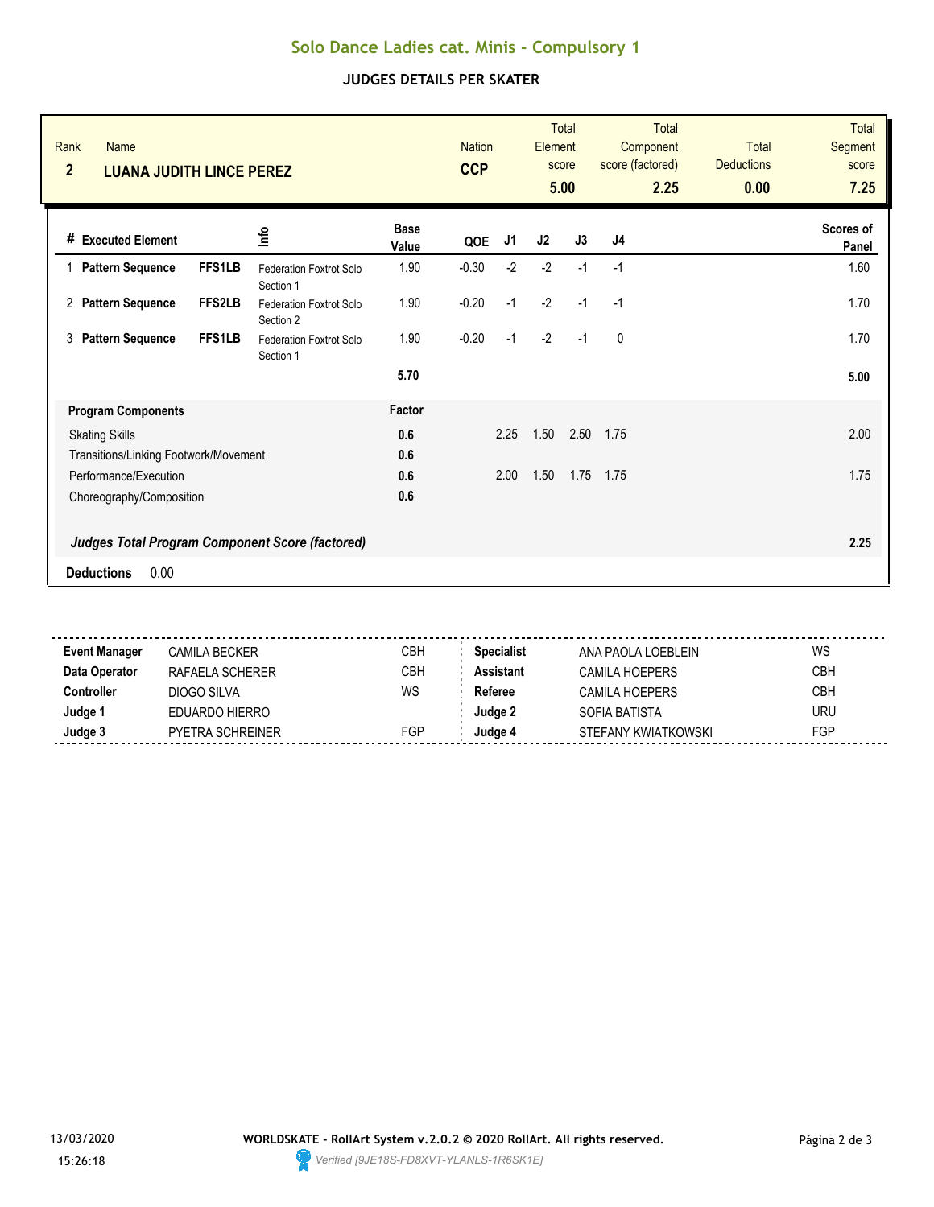# Solo Dance Ladies cat. Minis - Compulsory 1

## JUDGES DETAILS PER SKATER

| Rank | Name | Nation | Total Element score | Total Component score (factored) | Total Deductions | Total Segment score |
|---|---|---|---|---|---|---|
| 2 | LUANA JUDITH LINCE PEREZ | CCP | 5.00 | 2.25 | 0.00 | 7.25 |

| # | Executed Element | | Info | Base Value | QOE | J1 | J2 | J3 | J4 | Scores of Panel |
|---|---|---|---|---|---|---|---|---|---|---|
| 1 | Pattern Sequence | FFS1LB | Federation Foxtrot Solo Section 1 | 1.90 | -0.30 | -2 | -2 | -1 | -1 | 1.60 |
| 2 | Pattern Sequence | FFS2LB | Federation Foxtrot Solo Section 2 | 1.90 | -0.20 | -1 | -2 | -1 | -1 | 1.70 |
| 3 | Pattern Sequence | FFS1LB | Federation Foxtrot Solo Section 1 | 1.90 | -0.20 | -1 | -2 | -1 | 0 | 1.70 |
| | | | | 5.70 | | | | | | 5.00 |

| Program Components | Factor | J1 | J2 | J3 | J4 | |
|---|---|---|---|---|---|---|
| Skating Skills | 0.6 | 2.25 | 1.50 | 2.50 | 1.75 | 2.00 |
| Transitions/Linking Footwork/Movement | 0.6 | | | | | |
| Performance/Execution | 0.6 | 2.00 | 1.50 | 1.75 | 1.75 | 1.75 |
| Choreography/Composition | 0.6 | | | | | |

***Judges Total Program Component Score (factored)*** 2.25

**Deductions** 0.00

| | | | | | |
|---|---|---|---|---|---|
| **Event Manager** | CAMILA BECKER | CBH | **Specialist** | ANA PAOLA LOEBLEIN | WS |
| **Data Operator** | RAFAELA SCHERER | CBH | **Assistant** | CAMILA HOEPERS | CBH |
| **Controller** | DIOGO SILVA | WS | **Referee** | CAMILA HOEPERS | CBH |
| **Judge 1** | EDUARDO HIERRO | | **Judge 2** | SOFIA BATISTA | URU |
| **Judge 3** | PYETRA SCHREINER | FGP | **Judge 4** | STEFANY KWIATKOWSKI | FGP |

13/03/2020 15:26:18

**WORLDSKATE - RollArt System v.2.0.2 © 2020 RollArt. All rights reserved.**

*Verified [9JE18S-FD8XVT-YLANLS-1R6SK1E]*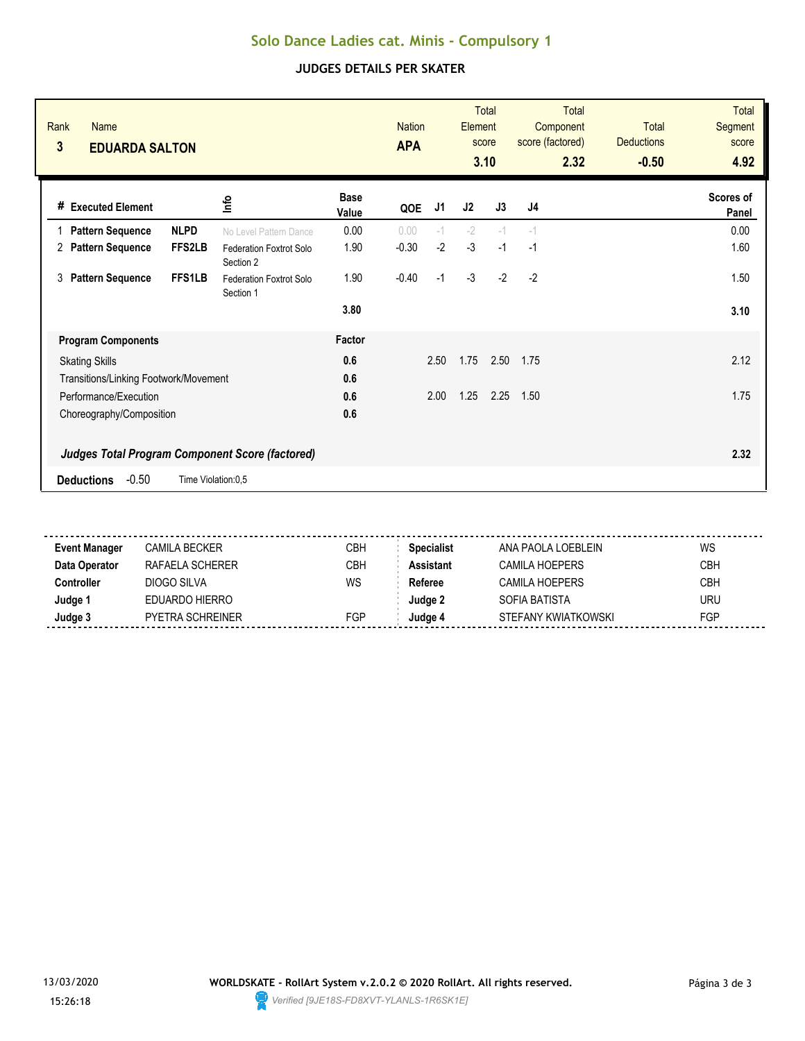# Solo Dance Ladies cat. Minis - Compulsory 1

## JUDGES DETAILS PER SKATER

| Rank | Name | Nation | Total Element score | Total Component score (factored) | Total Deductions | Total Segment score |
|---|---|---|---|---|---|---|
| 3 | **EDUARDA SALTON** | **APA** | **3.10** | **2.32** | **-0.50** | **4.92** |

| # | Executed Element | | Info | Base Value | QOE | J1 | J2 | J3 | J4 | Scores of Panel |
|---|---|---|---|---|---|---|---|---|---|---|
| 1 | Pattern Sequence | NLPD | No Level Pattern Dance | 0.00 | 0.00 | -1 | -2 | -1 | -1 | 0.00 |
| 2 | Pattern Sequence | FFS2LB | Federation Foxtrot Solo Section 2 | 1.90 | -0.30 | -2 | -3 | -1 | -1 | 1.60 |
| 3 | Pattern Sequence | FFS1LB | Federation Foxtrot Solo Section 1 | 1.90 | -0.40 | -1 | -3 | -2 | -2 | 1.50 |
| | | | | **3.80** | | | | | | **3.10** |

| Program Components | Factor | J1 | J2 | J3 | J4 | |
|---|---|---|---|---|---|---|
| Skating Skills | 0.6 | 2.50 | 1.75 | 2.50 | 1.75 | 2.12 |
| Transitions/Linking Footwork/Movement | 0.6 | | | | | |
| Performance/Execution | 0.6 | 2.00 | 1.25 | 2.25 | 1.50 | 1.75 |
| Choreography/Composition | 0.6 | | | | | |
| ***Judges Total Program Component Score (factored)*** | | | | | | **2.32** |

**Deductions** -0.50 Time Violation:0,5

| | | | | | |
|---|---|---|---|---|---|
| **Event Manager** | CAMILA BECKER | CBH | **Specialist** | ANA PAOLA LOEBLEIN | WS |
| **Data Operator** | RAFAELA SCHERER | CBH | **Assistant** | CAMILA HOEPERS | CBH |
| **Controller** | DIOGO SILVA | WS | **Referee** | CAMILA HOEPERS | CBH |
| **Judge 1** | EDUARDO HIERRO | | **Judge 2** | SOFIA BATISTA | URU |
| **Judge 3** | PYETRA SCHREINER | FGP | **Judge 4** | STEFANY KWIATKOWSKI | FGP |

13/03/2020
15:26:18

**WORLDSKATE - RollArt System v.2.0.2 © 2020 RollArt. All rights reserved.**
*Verified [9JE18S-FD8XVT-YLANLS-1R6SK1E]*